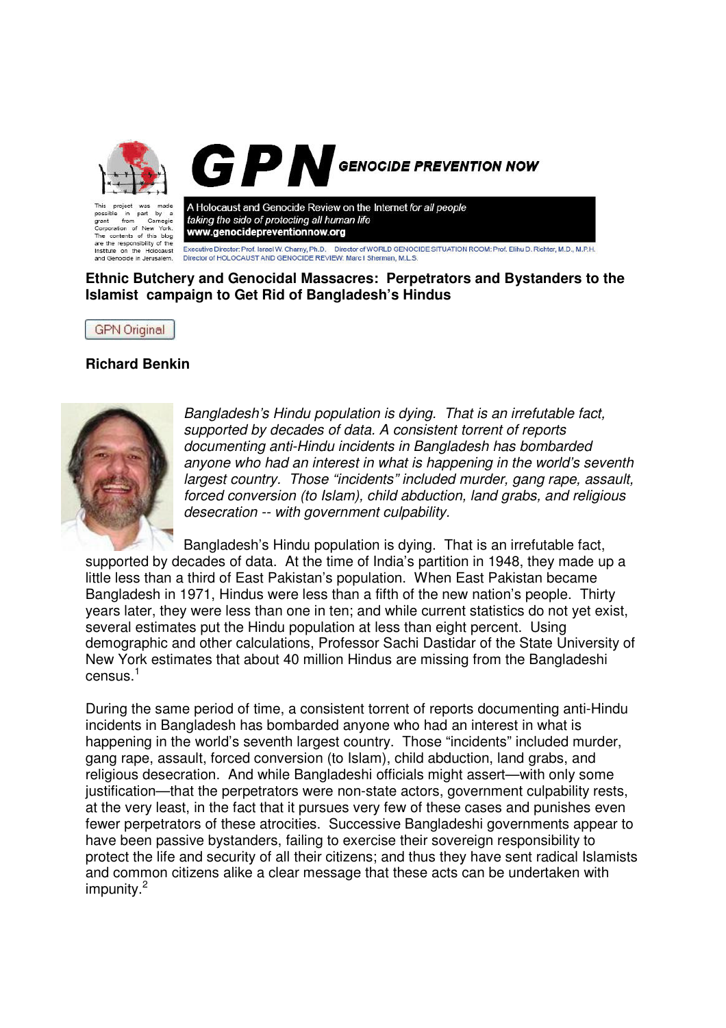GPN GENOCIDE PREVENTION NOW

This project was made possible in part by a grant from Carnegie Corporation of New York. The contents of this blog are the responsibility of the Institute on the Holocaust and Genocide in Jerusalem.

A Holocaust and Genocide Review on the Internet *for all people taking the side of protecting all human life*
**www.genocidepreventionnow.org**

Executive Director: Prof. Israel W. Charny, Ph.D. Director of WORLD GENOCIDE SITUATION ROOM: Prof. Elihu D. Richter, M.D., M.P.H.
Director of HOLOCAUST AND GENOCIDE REVIEW: Marc I Sherman, M.L.S.

## Ethnic Butchery and Genocidal Massacres: Perpetrators and Bystanders to the Islamist campaign to Get Rid of Bangladesh's Hindus

GPN Original

**Richard Benkin**

*Bangladesh's Hindu population is dying. That is an irrefutable fact, supported by decades of data. A consistent torrent of reports documenting anti-Hindu incidents in Bangladesh has bombarded anyone who had an interest in what is happening in the world's seventh largest country. Those "incidents" included murder, gang rape, assault, forced conversion (to Islam), child abduction, land grabs, and religious desecration -- with government culpability.*

Bangladesh's Hindu population is dying. That is an irrefutable fact, supported by decades of data. At the time of India's partition in 1948, they made up a little less than a third of East Pakistan's population. When East Pakistan became Bangladesh in 1971, Hindus were less than a fifth of the new nation's people. Thirty years later, they were less than one in ten; and while current statistics do not yet exist, several estimates put the Hindu population at less than eight percent. Using demographic and other calculations, Professor Sachi Dastidar of the State University of New York estimates that about 40 million Hindus are missing from the Bangladeshi census.[1]

During the same period of time, a consistent torrent of reports documenting anti-Hindu incidents in Bangladesh has bombarded anyone who had an interest in what is happening in the world's seventh largest country. Those "incidents" included murder, gang rape, assault, forced conversion (to Islam), child abduction, land grabs, and religious desecration. And while Bangladeshi officials might assert—with only some justification—that the perpetrators were non-state actors, government culpability rests, at the very least, in the fact that it pursues very few of these cases and punishes even fewer perpetrators of these atrocities. Successive Bangladeshi governments appear to have been passive bystanders, failing to exercise their sovereign responsibility to protect the life and security of all their citizens; and thus they have sent radical Islamists and common citizens alike a clear message that these acts can be undertaken with impunity.[2]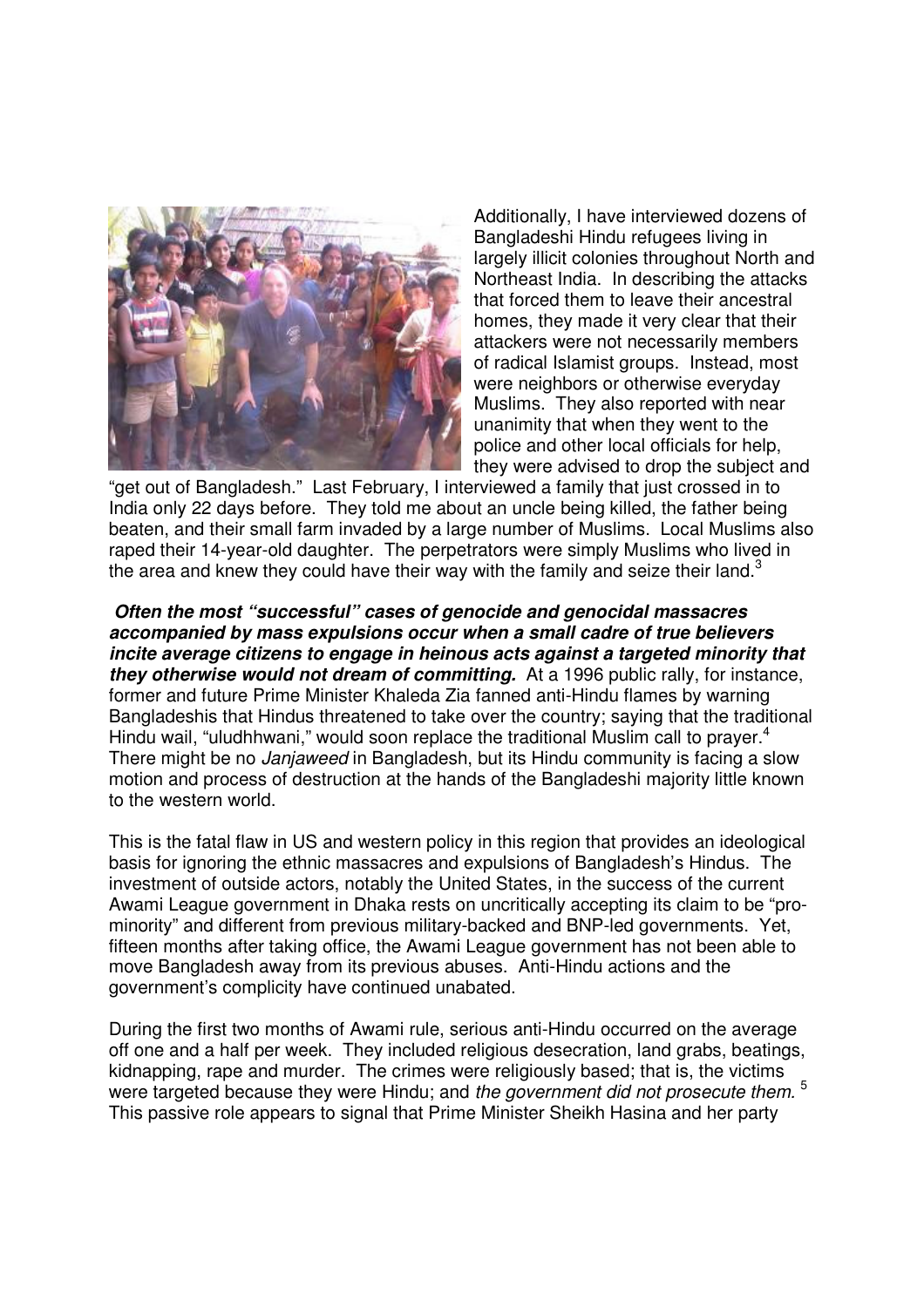Additionally, I have interviewed dozens of Bangladeshi Hindu refugees living in largely illicit colonies throughout North and Northeast India. In describing the attacks that forced them to leave their ancestral homes, they made it very clear that their attackers were not necessarily members of radical Islamist groups. Instead, most were neighbors or otherwise everyday Muslims. They also reported with near unanimity that when they went to the police and other local officials for help, they were advised to drop the subject and "get out of Bangladesh." Last February, I interviewed a family that just crossed in to India only 22 days before. They told me about an uncle being killed, the father being beaten, and their small farm invaded by a large number of Muslims. Local Muslims also raped their 14-year-old daughter. The perpetrators were simply Muslims who lived in the area and knew they could have their way with the family and seize their land.[3]

***Often the most "successful" cases of genocide and genocidal massacres accompanied by mass expulsions occur when a small cadre of true believers incite average citizens to engage in heinous acts against a targeted minority that they otherwise would not dream of committing.*** At a 1996 public rally, for instance, former and future Prime Minister Khaleda Zia fanned anti-Hindu flames by warning Bangladeshis that Hindus threatened to take over the country; saying that the traditional Hindu wail, "uludhhwani," would soon replace the traditional Muslim call to prayer.[4] There might be no *Janjaweed* in Bangladesh, but its Hindu community is facing a slow motion and process of destruction at the hands of the Bangladeshi majority little known to the western world.

This is the fatal flaw in US and western policy in this region that provides an ideological basis for ignoring the ethnic massacres and expulsions of Bangladesh's Hindus. The investment of outside actors, notably the United States, in the success of the current Awami League government in Dhaka rests on uncritically accepting its claim to be "pro-minority" and different from previous military-backed and BNP-led governments. Yet, fifteen months after taking office, the Awami League government has not been able to move Bangladesh away from its previous abuses. Anti-Hindu actions and the government's complicity have continued unabated.

During the first two months of Awami rule, serious anti-Hindu occurred on the average off one and a half per week. They included religious desecration, land grabs, beatings, kidnapping, rape and murder. The crimes were religiously based; that is, the victims were targeted because they were Hindu; and *the government did not prosecute them.*[5] This passive role appears to signal that Prime Minister Sheikh Hasina and her party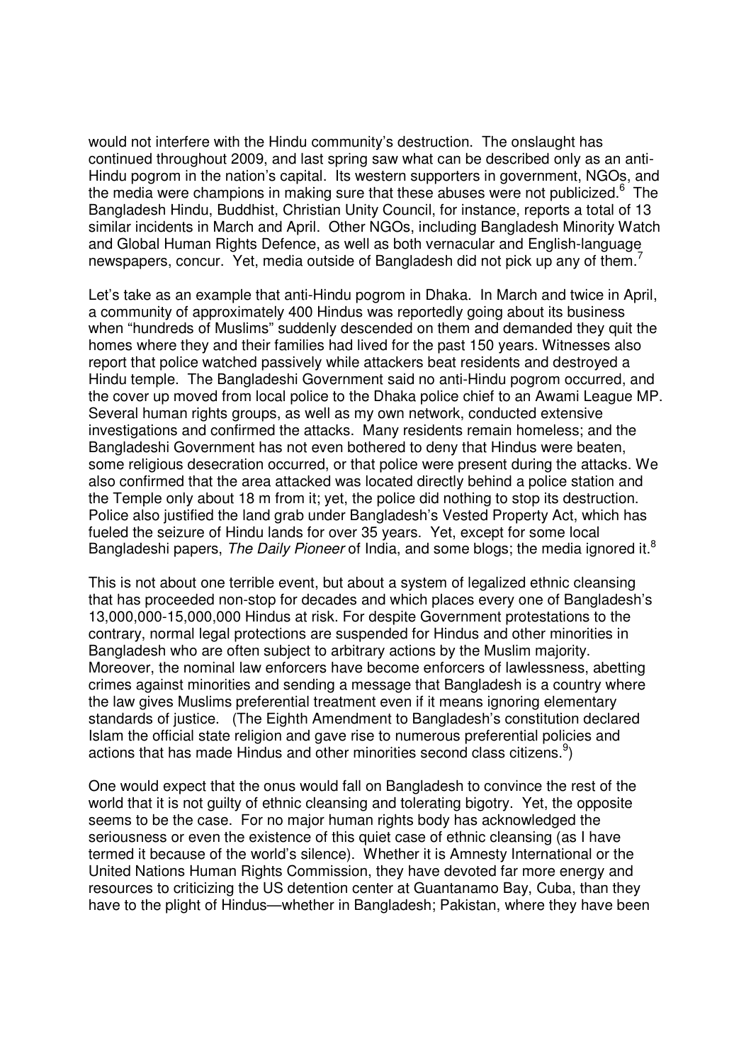would not interfere with the Hindu community's destruction. The onslaught has continued throughout 2009, and last spring saw what can be described only as an anti-Hindu pogrom in the nation's capital. Its western supporters in government, NGOs, and the media were champions in making sure that these abuses were not publicized.[6] The Bangladesh Hindu, Buddhist, Christian Unity Council, for instance, reports a total of 13 similar incidents in March and April. Other NGOs, including Bangladesh Minority Watch and Global Human Rights Defence, as well as both vernacular and English-language newspapers, concur. Yet, media outside of Bangladesh did not pick up any of them.[7]

Let's take as an example that anti-Hindu pogrom in Dhaka. In March and twice in April, a community of approximately 400 Hindus was reportedly going about its business when "hundreds of Muslims" suddenly descended on them and demanded they quit the homes where they and their families had lived for the past 150 years. Witnesses also report that police watched passively while attackers beat residents and destroyed a Hindu temple. The Bangladeshi Government said no anti-Hindu pogrom occurred, and the cover up moved from local police to the Dhaka police chief to an Awami League MP. Several human rights groups, as well as my own network, conducted extensive investigations and confirmed the attacks. Many residents remain homeless; and the Bangladeshi Government has not even bothered to deny that Hindus were beaten, some religious desecration occurred, or that police were present during the attacks. We also confirmed that the area attacked was located directly behind a police station and the Temple only about 18 m from it; yet, the police did nothing to stop its destruction. Police also justified the land grab under Bangladesh's Vested Property Act, which has fueled the seizure of Hindu lands for over 35 years. Yet, except for some local Bangladeshi papers, *The Daily Pioneer* of India, and some blogs; the media ignored it.[8]

This is not about one terrible event, but about a system of legalized ethnic cleansing that has proceeded non-stop for decades and which places every one of Bangladesh's 13,000,000-15,000,000 Hindus at risk. For despite Government protestations to the contrary, normal legal protections are suspended for Hindus and other minorities in Bangladesh who are often subject to arbitrary actions by the Muslim majority. Moreover, the nominal law enforcers have become enforcers of lawlessness, abetting crimes against minorities and sending a message that Bangladesh is a country where the law gives Muslims preferential treatment even if it means ignoring elementary standards of justice. (The Eighth Amendment to Bangladesh's constitution declared Islam the official state religion and gave rise to numerous preferential policies and actions that has made Hindus and other minorities second class citizens.[9])

One would expect that the onus would fall on Bangladesh to convince the rest of the world that it is not guilty of ethnic cleansing and tolerating bigotry. Yet, the opposite seems to be the case. For no major human rights body has acknowledged the seriousness or even the existence of this quiet case of ethnic cleansing (as I have termed it because of the world's silence). Whether it is Amnesty International or the United Nations Human Rights Commission, they have devoted far more energy and resources to criticizing the US detention center at Guantanamo Bay, Cuba, than they have to the plight of Hindus—whether in Bangladesh; Pakistan, where they have been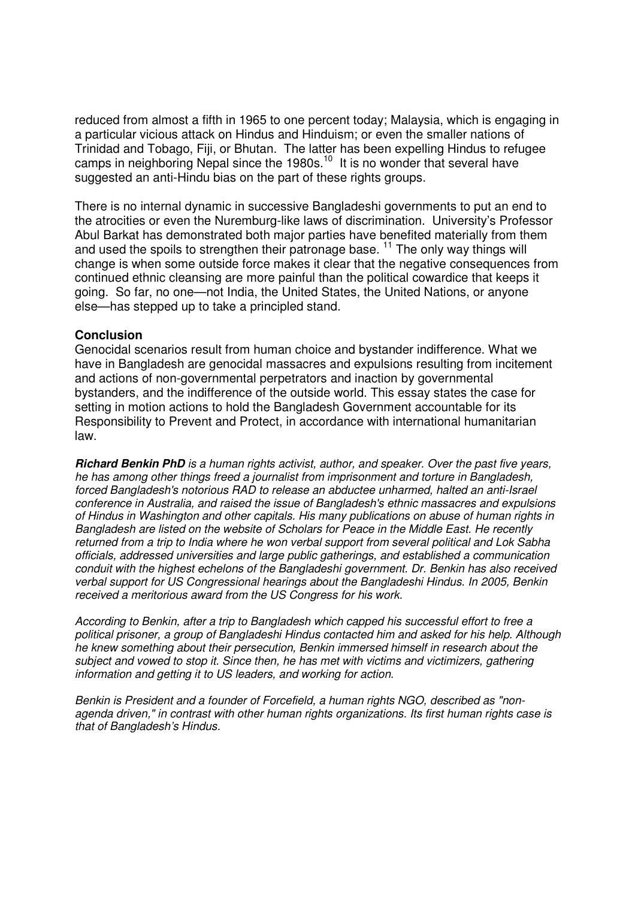reduced from almost a fifth in 1965 to one percent today; Malaysia, which is engaging in a particular vicious attack on Hindus and Hinduism; or even the smaller nations of Trinidad and Tobago, Fiji, or Bhutan. The latter has been expelling Hindus to refugee camps in neighboring Nepal since the 1980s.[10] It is no wonder that several have suggested an anti-Hindu bias on the part of these rights groups.

There is no internal dynamic in successive Bangladeshi governments to put an end to the atrocities or even the Nuremburg-like laws of discrimination. University's Professor Abul Barkat has demonstrated both major parties have benefited materially from them and used the spoils to strengthen their patronage base.[11] The only way things will change is when some outside force makes it clear that the negative consequences from continued ethnic cleansing are more painful than the political cowardice that keeps it going. So far, no one—not India, the United States, the United Nations, or anyone else—has stepped up to take a principled stand.

**Conclusion**

Genocidal scenarios result from human choice and bystander indifference. What we have in Bangladesh are genocidal massacres and expulsions resulting from incitement and actions of non-governmental perpetrators and inaction by governmental bystanders, and the indifference of the outside world. This essay states the case for setting in motion actions to hold the Bangladesh Government accountable for its Responsibility to Prevent and Protect, in accordance with international humanitarian law.

***Richard Benkin PhD** is a human rights activist, author, and speaker. Over the past five years, he has among other things freed a journalist from imprisonment and torture in Bangladesh, forced Bangladesh's notorious RAD to release an abductee unharmed, halted an anti-Israel conference in Australia, and raised the issue of Bangladesh's ethnic massacres and expulsions of Hindus in Washington and other capitals. His many publications on abuse of human rights in Bangladesh are listed on the website of Scholars for Peace in the Middle East. He recently returned from a trip to India where he won verbal support from several political and Lok Sabha officials, addressed universities and large public gatherings, and established a communication conduit with the highest echelons of the Bangladeshi government. Dr. Benkin has also received verbal support for US Congressional hearings about the Bangladeshi Hindus. In 2005, Benkin received a meritorious award from the US Congress for his work.*

*According to Benkin, after a trip to Bangladesh which capped his successful effort to free a political prisoner, a group of Bangladeshi Hindus contacted him and asked for his help. Although he knew something about their persecution, Benkin immersed himself in research about the subject and vowed to stop it. Since then, he has met with victims and victimizers, gathering information and getting it to US leaders, and working for action.*

*Benkin is President and a founder of Forcefield, a human rights NGO, described as "non-agenda driven," in contrast with other human rights organizations. Its first human rights case is that of Bangladesh's Hindus.*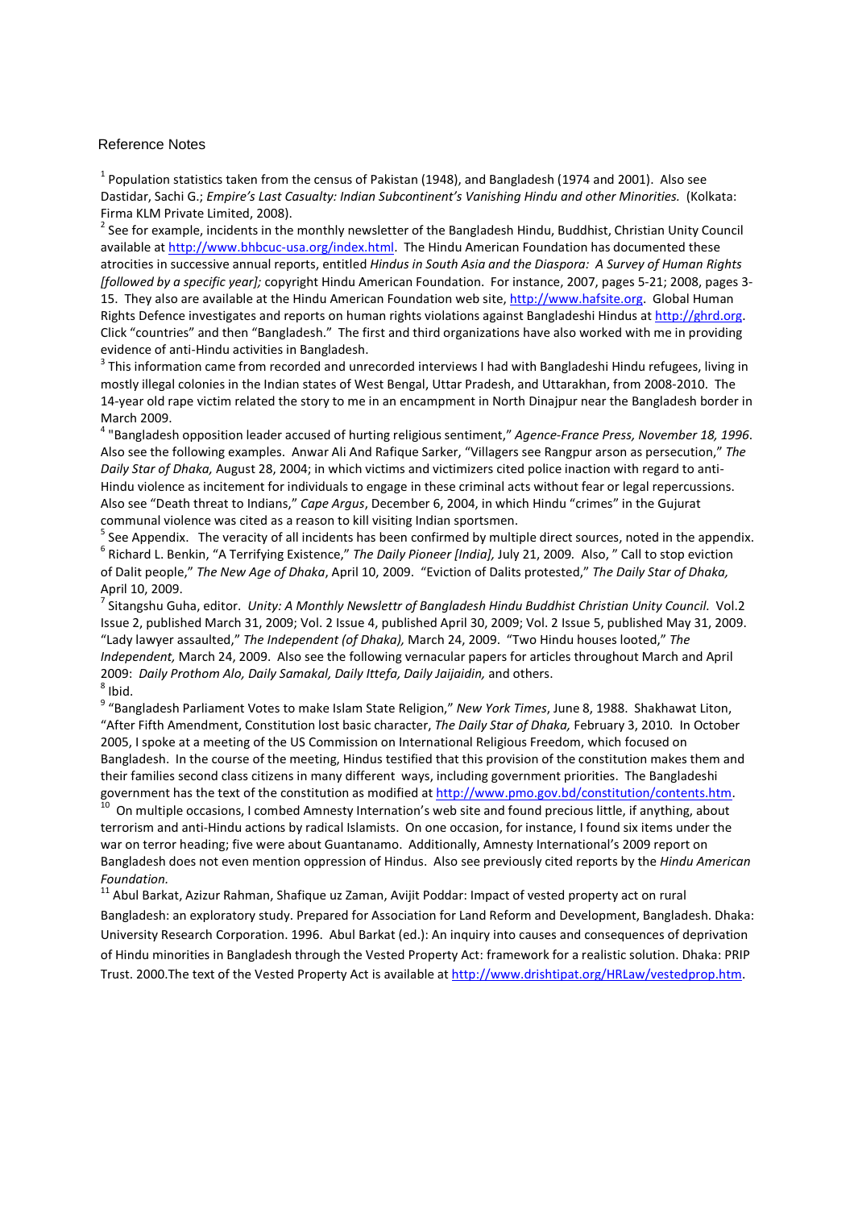## Reference Notes

[1] Population statistics taken from the census of Pakistan (1948), and Bangladesh (1974 and 2001). Also see Dastidar, Sachi G.; *Empire's Last Casualty: Indian Subcontinent's Vanishing Hindu and other Minorities.* (Kolkata: Firma KLM Private Limited, 2008).

[2] See for example, incidents in the monthly newsletter of the Bangladesh Hindu, Buddhist, Christian Unity Council available at http://www.bhbcuc-usa.org/index.html. The Hindu American Foundation has documented these atrocities in successive annual reports, entitled *Hindus in South Asia and the Diaspora: A Survey of Human Rights [followed by a specific year];* copyright Hindu American Foundation. For instance, 2007, pages 5-21; 2008, pages 3-15. They also are available at the Hindu American Foundation web site, http://www.hafsite.org. Global Human Rights Defence investigates and reports on human rights violations against Bangladeshi Hindus at http://ghrd.org. Click "countries" and then "Bangladesh." The first and third organizations have also worked with me in providing evidence of anti-Hindu activities in Bangladesh.

[3] This information came from recorded and unrecorded interviews I had with Bangladeshi Hindu refugees, living in mostly illegal colonies in the Indian states of West Bengal, Uttar Pradesh, and Uttarakhan, from 2008-2010. The 14-year old rape victim related the story to me in an encampment in North Dinajpur near the Bangladesh border in March 2009.

[4] "Bangladesh opposition leader accused of hurting religious sentiment," *Agence-France Press, November 18, 1996*. Also see the following examples. Anwar Ali And Rafique Sarker, "Villagers see Rangpur arson as persecution," *The Daily Star of Dhaka,* August 28, 2004; in which victims and victimizers cited police inaction with regard to anti-Hindu violence as incitement for individuals to engage in these criminal acts without fear or legal repercussions. Also see "Death threat to Indians," *Cape Argus*, December 6, 2004, in which Hindu "crimes" in the Gujurat communal violence was cited as a reason to kill visiting Indian sportsmen.

[5] See Appendix. The veracity of all incidents has been confirmed by multiple direct sources, noted in the appendix.

[6] Richard L. Benkin, "A Terrifying Existence," *The Daily Pioneer [India],* July 21, 2009. Also, " Call to stop eviction of Dalit people," *The New Age of Dhaka*, April 10, 2009. "Eviction of Dalits protested," *The Daily Star of Dhaka,* April 10, 2009.

[7] Sitangshu Guha, editor. *Unity: A Monthly Newslettr of Bangladesh Hindu Buddhist Christian Unity Council.* Vol.2 Issue 2, published March 31, 2009; Vol. 2 Issue 4, published April 30, 2009; Vol. 2 Issue 5, published May 31, 2009. "Lady lawyer assaulted," *The Independent (of Dhaka),* March 24, 2009. "Two Hindu houses looted," *The Independent,* March 24, 2009. Also see the following vernacular papers for articles throughout March and April 2009: *Daily Prothom Alo, Daily Samakal, Daily Ittefa, Daily Jaijaidin,* and others.

[8] Ibid.

[9] "Bangladesh Parliament Votes to make Islam State Religion," *New York Times*, June 8, 1988. Shakhawat Liton, "After Fifth Amendment, Constitution lost basic character, *The Daily Star of Dhaka,* February 3, 2010. In October 2005, I spoke at a meeting of the US Commission on International Religious Freedom, which focused on Bangladesh. In the course of the meeting, Hindus testified that this provision of the constitution makes them and their families second class citizens in many different ways, including government priorities. The Bangladeshi government has the text of the constitution as modified at http://www.pmo.gov.bd/constitution/contents.htm.

[10] On multiple occasions, I combed Amnesty International's web site and found precious little, if anything, about terrorism and anti-Hindu actions by radical Islamists. On one occasion, for instance, I found six items under the war on terror heading; five were about Guantanamo. Additionally, Amnesty International's 2009 report on Bangladesh does not even mention oppression of Hindus. Also see previously cited reports by the *Hindu American Foundation.*

[11] Abul Barkat, Azizur Rahman, Shafique uz Zaman, Avijit Poddar: Impact of vested property act on rural Bangladesh: an exploratory study. Prepared for Association for Land Reform and Development, Bangladesh. Dhaka: University Research Corporation. 1996. Abul Barkat (ed.): An inquiry into causes and consequences of deprivation of Hindu minorities in Bangladesh through the Vested Property Act: framework for a realistic solution. Dhaka: PRIP Trust. 2000.The text of the Vested Property Act is available at http://www.drishtipat.org/HRLaw/vestedprop.htm.